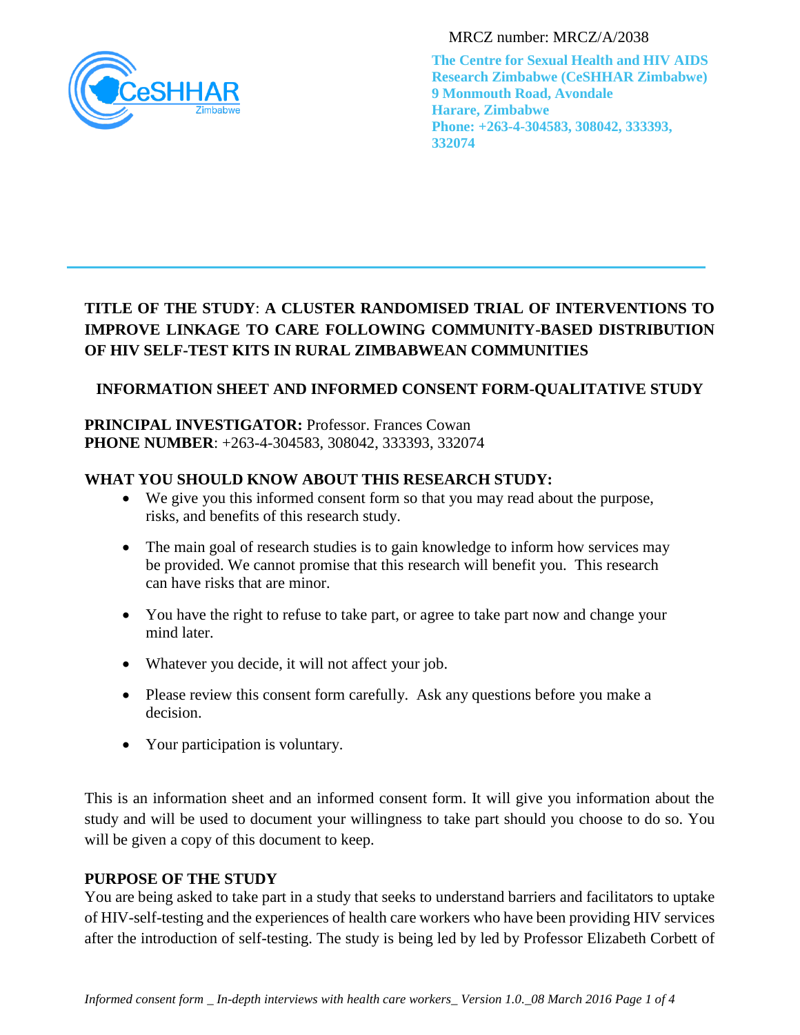MRCZ number: MRCZ/A/2038

**The Centre for Sexual Health and HIV AIDS Research Zimbabwe (CeSHHAR Zimbabwe)**
**9 Monmouth Road, Avondale**
**Harare, Zimbabwe**
**Phone: +263-4-304583, 308042, 333393, 332074**

**TITLE OF THE STUDY**: **A CLUSTER RANDOMISED TRIAL OF INTERVENTIONS TO IMPROVE LINKAGE TO CARE FOLLOWING COMMUNITY-BASED DISTRIBUTION OF HIV SELF-TEST KITS IN RURAL ZIMBABWEAN COMMUNITIES**

## INFORMATION SHEET AND INFORMED CONSENT FORM-QUALITATIVE STUDY

**PRINCIPAL INVESTIGATOR:** Professor. Frances Cowan
**PHONE NUMBER**: +263-4-304583, 308042, 333393, 332074

**WHAT YOU SHOULD KNOW ABOUT THIS RESEARCH STUDY:**

- We give you this informed consent form so that you may read about the purpose, risks, and benefits of this research study.
- The main goal of research studies is to gain knowledge to inform how services may be provided. We cannot promise that this research will benefit you. This research can have risks that are minor.
- You have the right to refuse to take part, or agree to take part now and change your mind later.
- Whatever you decide, it will not affect your job.
- Please review this consent form carefully. Ask any questions before you make a decision.
- Your participation is voluntary.

This is an information sheet and an informed consent form. It will give you information about the study and will be used to document your willingness to take part should you choose to do so. You will be given a copy of this document to keep.

**PURPOSE OF THE STUDY**

You are being asked to take part in a study that seeks to understand barriers and facilitators to uptake of HIV-self-testing and the experiences of health care workers who have been providing HIV services after the introduction of self-testing. The study is being led by led by Professor Elizabeth Corbett of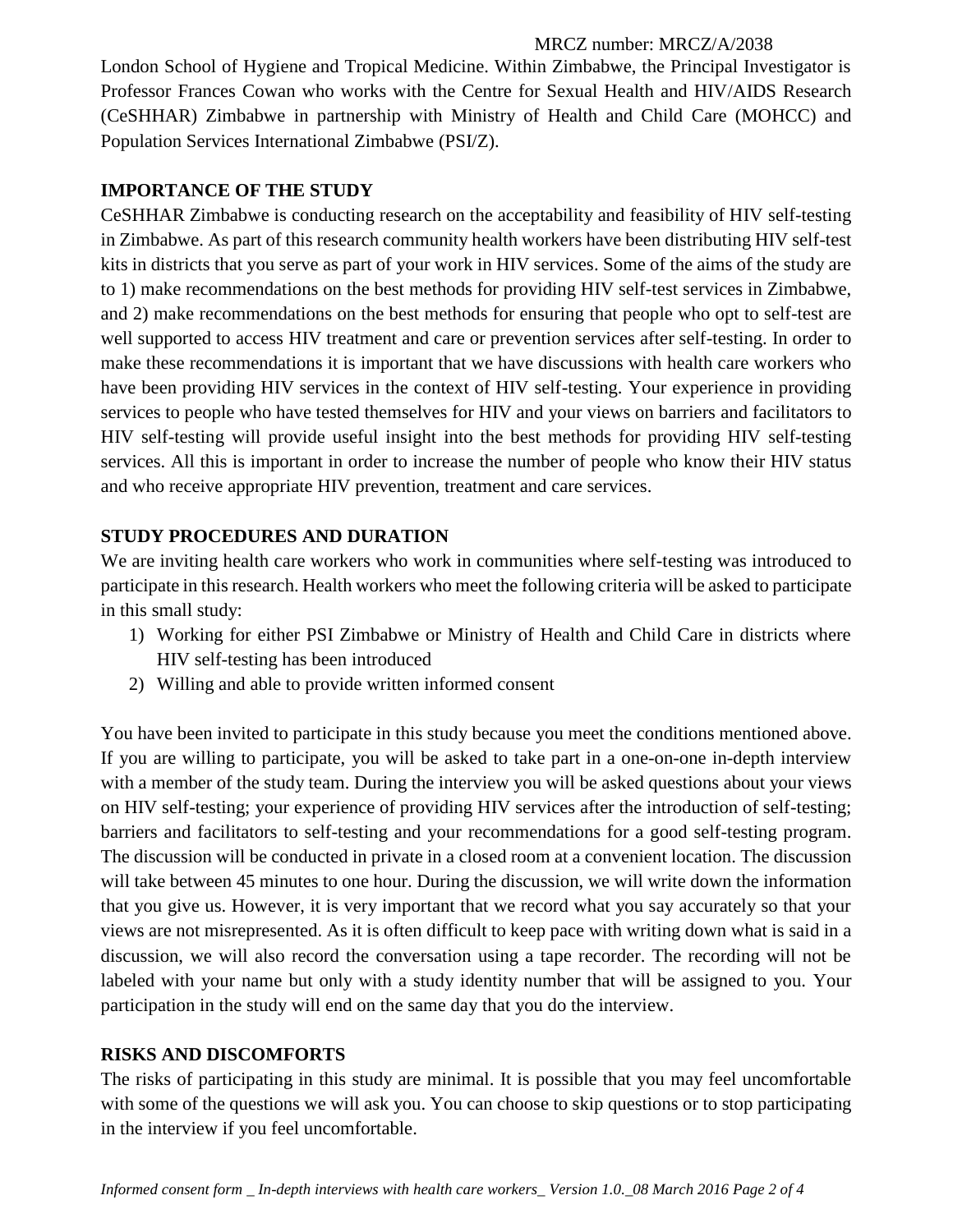London School of Hygiene and Tropical Medicine. Within Zimbabwe, the Principal Investigator is Professor Frances Cowan who works with the Centre for Sexual Health and HIV/AIDS Research (CeSHHAR) Zimbabwe in partnership with Ministry of Health and Child Care (MOHCC) and Population Services International Zimbabwe (PSI/Z).

## IMPORTANCE OF THE STUDY

CeSHHAR Zimbabwe is conducting research on the acceptability and feasibility of HIV self-testing in Zimbabwe. As part of this research community health workers have been distributing HIV self-test kits in districts that you serve as part of your work in HIV services. Some of the aims of the study are to 1) make recommendations on the best methods for providing HIV self-test services in Zimbabwe, and 2) make recommendations on the best methods for ensuring that people who opt to self-test are well supported to access HIV treatment and care or prevention services after self-testing. In order to make these recommendations it is important that we have discussions with health care workers who have been providing HIV services in the context of HIV self-testing. Your experience in providing services to people who have tested themselves for HIV and your views on barriers and facilitators to HIV self-testing will provide useful insight into the best methods for providing HIV self-testing services. All this is important in order to increase the number of people who know their HIV status and who receive appropriate HIV prevention, treatment and care services.

## STUDY PROCEDURES AND DURATION

We are inviting health care workers who work in communities where self-testing was introduced to participate in this research. Health workers who meet the following criteria will be asked to participate in this small study:

1) Working for either PSI Zimbabwe or Ministry of Health and Child Care in districts where HIV self-testing has been introduced
2) Willing and able to provide written informed consent

You have been invited to participate in this study because you meet the conditions mentioned above. If you are willing to participate, you will be asked to take part in a one-on-one in-depth interview with a member of the study team. During the interview you will be asked questions about your views on HIV self-testing; your experience of providing HIV services after the introduction of self-testing; barriers and facilitators to self-testing and your recommendations for a good self-testing program. The discussion will be conducted in private in a closed room at a convenient location. The discussion will take between 45 minutes to one hour. During the discussion, we will write down the information that you give us. However, it is very important that we record what you say accurately so that your views are not misrepresented. As it is often difficult to keep pace with writing down what is said in a discussion, we will also record the conversation using a tape recorder. The recording will not be labeled with your name but only with a study identity number that will be assigned to you. Your participation in the study will end on the same day that you do the interview.

## RISKS AND DISCOMFORTS

The risks of participating in this study are minimal. It is possible that you may feel uncomfortable with some of the questions we will ask you. You can choose to skip questions or to stop participating in the interview if you feel uncomfortable.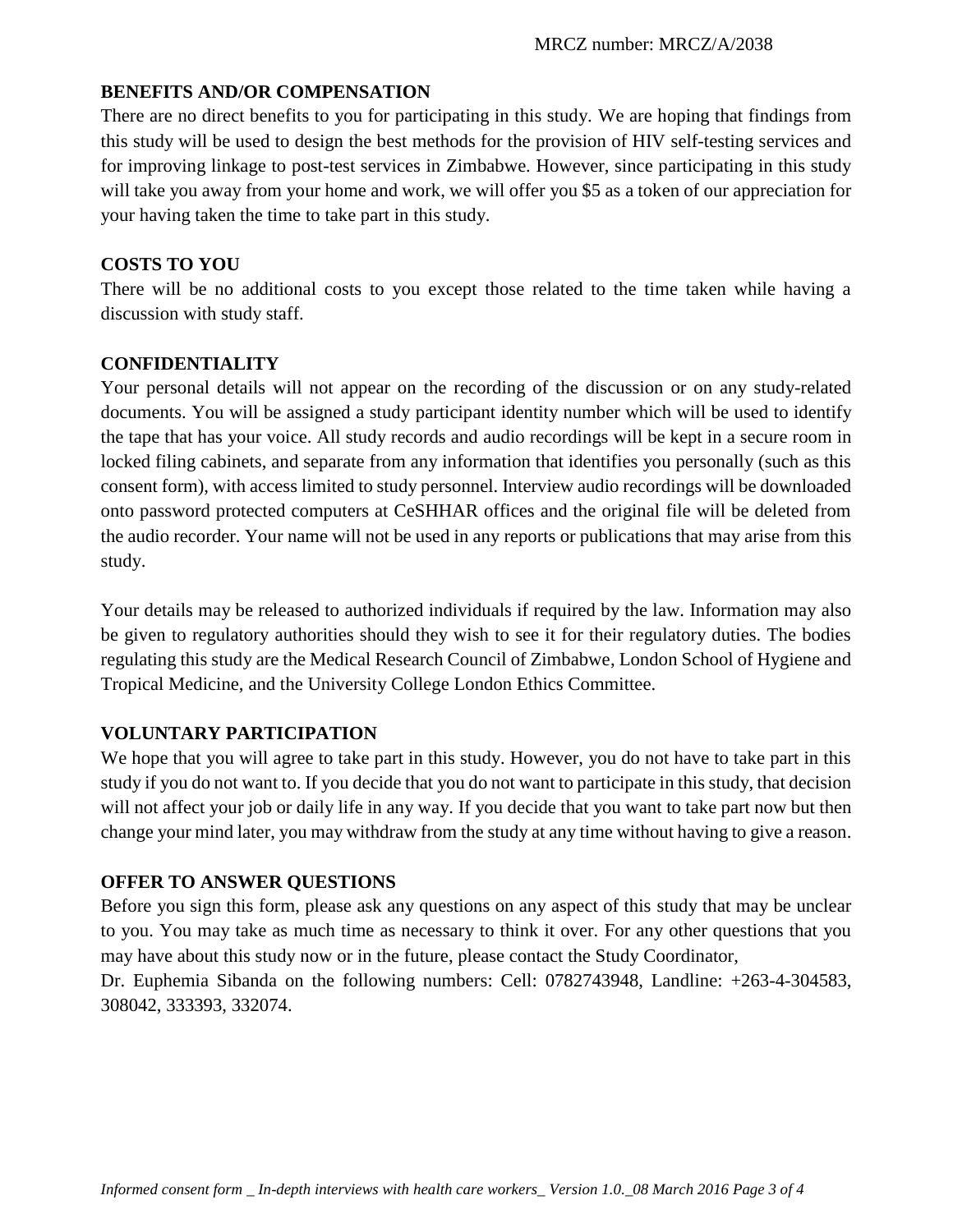### BENEFITS AND/OR COMPENSATION

There are no direct benefits to you for participating in this study. We are hoping that findings from this study will be used to design the best methods for the provision of HIV self-testing services and for improving linkage to post-test services in Zimbabwe. However, since participating in this study will take you away from your home and work, we will offer you $5 as a token of our appreciation for your having taken the time to take part in this study.

### COSTS TO YOU

There will be no additional costs to you except those related to the time taken while having a discussion with study staff.

### CONFIDENTIALITY

Your personal details will not appear on the recording of the discussion or on any study-related documents. You will be assigned a study participant identity number which will be used to identify the tape that has your voice. All study records and audio recordings will be kept in a secure room in locked filing cabinets, and separate from any information that identifies you personally (such as this consent form), with access limited to study personnel. Interview audio recordings will be downloaded onto password protected computers at CeSHHAR offices and the original file will be deleted from the audio recorder. Your name will not be used in any reports or publications that may arise from this study.

Your details may be released to authorized individuals if required by the law. Information may also be given to regulatory authorities should they wish to see it for their regulatory duties. The bodies regulating this study are the Medical Research Council of Zimbabwe, London School of Hygiene and Tropical Medicine, and the University College London Ethics Committee.

### VOLUNTARY PARTICIPATION

We hope that you will agree to take part in this study. However, you do not have to take part in this study if you do not want to. If you decide that you do not want to participate in this study, that decision will not affect your job or daily life in any way. If you decide that you want to take part now but then change your mind later, you may withdraw from the study at any time without having to give a reason.

### OFFER TO ANSWER QUESTIONS

Before you sign this form, please ask any questions on any aspect of this study that may be unclear to you. You may take as much time as necessary to think it over. For any other questions that you may have about this study now or in the future, please contact the Study Coordinator,
Dr. Euphemia Sibanda on the following numbers: Cell: 0782743948, Landline: +263-4-304583, 308042, 333393, 332074.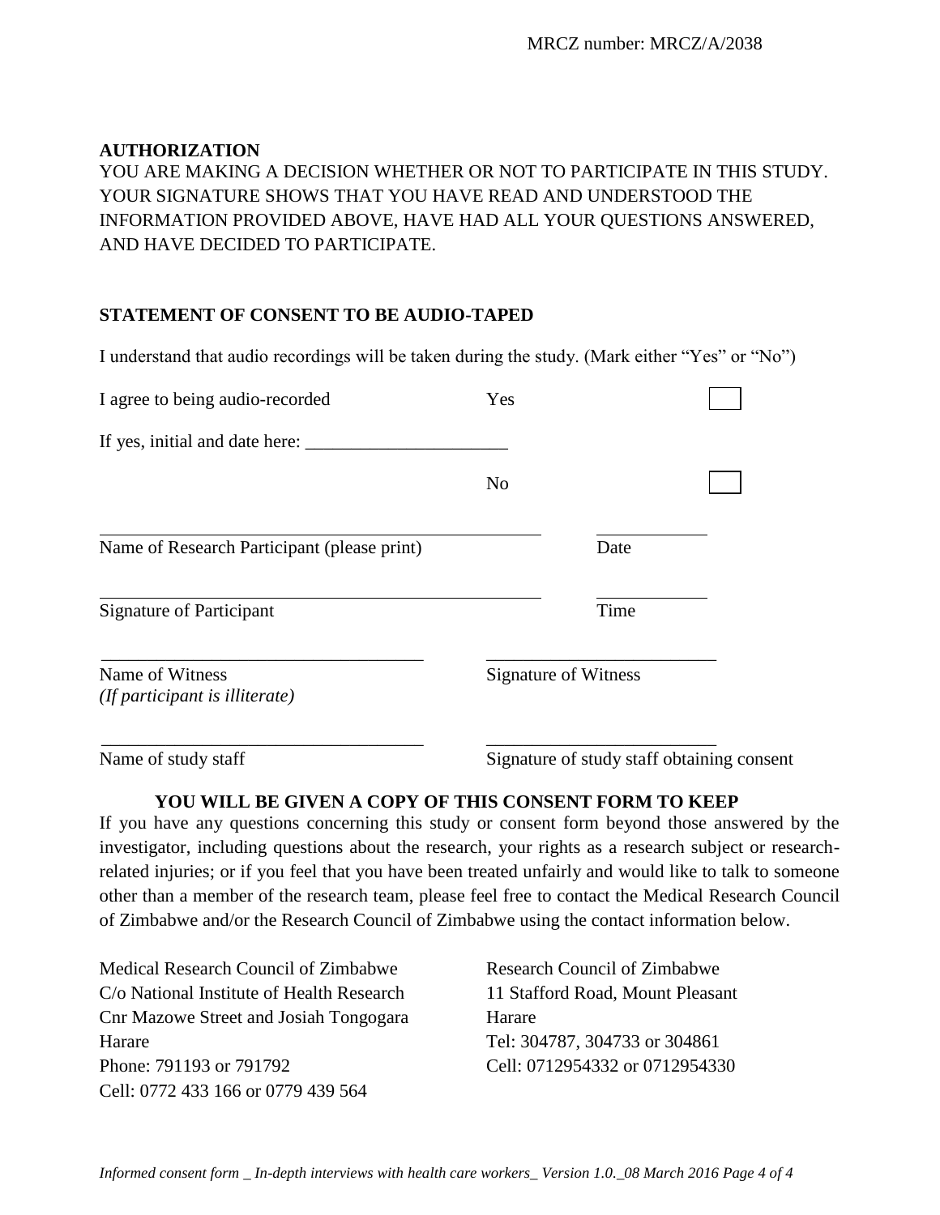MRCZ number: MRCZ/A/2038

**AUTHORIZATION**

YOU ARE MAKING A DECISION WHETHER OR NOT TO PARTICIPATE IN THIS STUDY. YOUR SIGNATURE SHOWS THAT YOU HAVE READ AND UNDERSTOOD THE INFORMATION PROVIDED ABOVE, HAVE HAD ALL YOUR QUESTIONS ANSWERED, AND HAVE DECIDED TO PARTICIPATE.

**STATEMENT OF CONSENT TO BE AUDIO-TAPED**

I understand that audio recordings will be taken during the study. (Mark either "Yes" or "No")

I agree to being audio-recorded    Yes ☐

If yes, initial and date here: ______________________

No ☐

_______________________________________________    ____________

Name of Research Participant (please print)    Date

_______________________________________________    ____________

Signature of Participant    Time

___________________________________    _________________________

Name of Witness    Signature of Witness

*(If participant is illiterate)*

___________________________________    _________________________

Name of study staff    Signature of study staff obtaining consent

**YOU WILL BE GIVEN A COPY OF THIS CONSENT FORM TO KEEP**

If you have any questions concerning this study or consent form beyond those answered by the investigator, including questions about the research, your rights as a research subject or research-related injuries; or if you feel that you have been treated unfairly and would like to talk to someone other than a member of the research team, please feel free to contact the Medical Research Council of Zimbabwe and/or the Research Council of Zimbabwe using the contact information below.

Medical Research Council of Zimbabwe
C/o National Institute of Health Research
Cnr Mazowe Street and Josiah Tongogara
Harare
Phone: 791193 or 791792
Cell: 0772 433 166 or 0779 439 564

Research Council of Zimbabwe
11 Stafford Road, Mount Pleasant
Harare
Tel: 304787, 304733 or 304861
Cell: 0712954332 or 0712954330

*Informed consent form _ In-depth interviews with health care workers_ Version 1.0._08 March 2016*